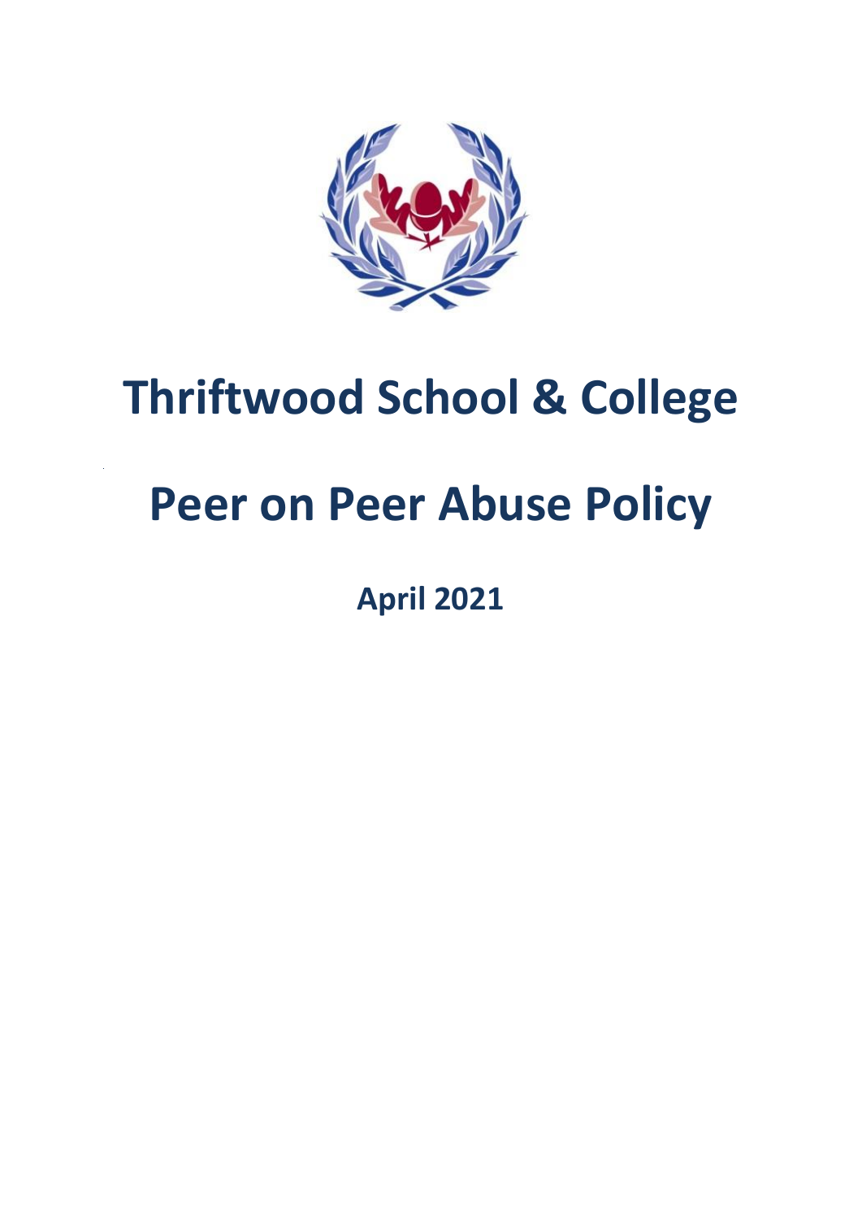# Thriftwood School & College

# Peer on Peer Abuse Policy

**April 2021**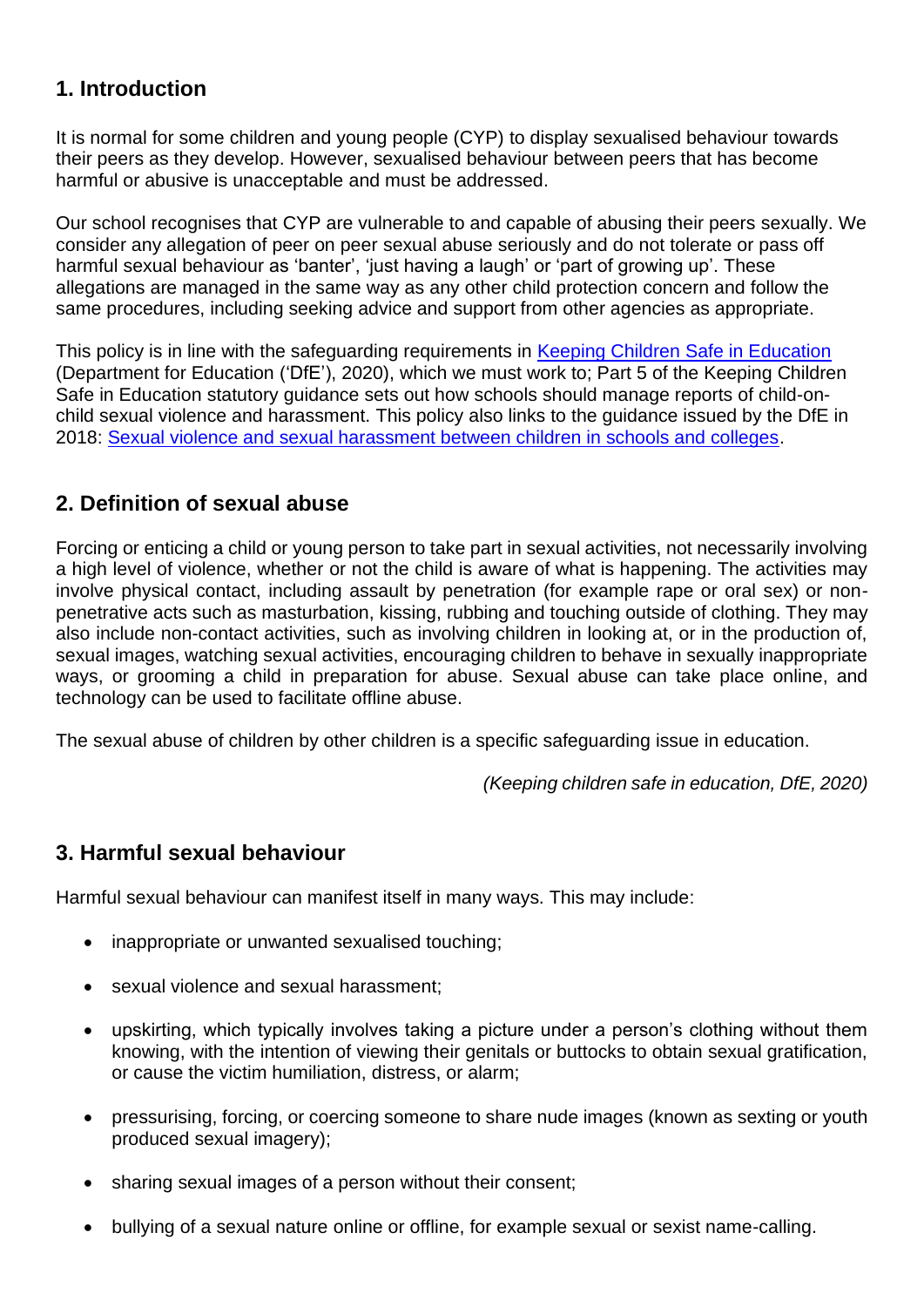## 1. Introduction

It is normal for some children and young people (CYP) to display sexualised behaviour towards their peers as they develop. However, sexualised behaviour between peers that has become harmful or abusive is unacceptable and must be addressed.

Our school recognises that CYP are vulnerable to and capable of abusing their peers sexually. We consider any allegation of peer on peer sexual abuse seriously and do not tolerate or pass off harmful sexual behaviour as 'banter', 'just having a laugh' or 'part of growing up'. These allegations are managed in the same way as any other child protection concern and follow the same procedures, including seeking advice and support from other agencies as appropriate.

This policy is in line with the safeguarding requirements in [Keeping Children Safe in Education]() (Department for Education ('DfE'), 2020), which we must work to; Part 5 of the Keeping Children Safe in Education statutory guidance sets out how schools should manage reports of child-on-child sexual violence and harassment. This policy also links to the guidance issued by the DfE in 2018: [Sexual violence and sexual harassment between children in schools and colleges]().

## 2. Definition of sexual abuse

Forcing or enticing a child or young person to take part in sexual activities, not necessarily involving a high level of violence, whether or not the child is aware of what is happening. The activities may involve physical contact, including assault by penetration (for example rape or oral sex) or non-penetrative acts such as masturbation, kissing, rubbing and touching outside of clothing. They may also include non-contact activities, such as involving children in looking at, or in the production of, sexual images, watching sexual activities, encouraging children to behave in sexually inappropriate ways, or grooming a child in preparation for abuse. Sexual abuse can take place online, and technology can be used to facilitate offline abuse.

The sexual abuse of children by other children is a specific safeguarding issue in education.

*(Keeping children safe in education, DfE, 2020)*

## 3. Harmful sexual behaviour

Harmful sexual behaviour can manifest itself in many ways. This may include:

- inappropriate or unwanted sexualised touching;
- sexual violence and sexual harassment;
- upskirting, which typically involves taking a picture under a person's clothing without them knowing, with the intention of viewing their genitals or buttocks to obtain sexual gratification, or cause the victim humiliation, distress, or alarm;
- pressurising, forcing, or coercing someone to share nude images (known as sexting or youth produced sexual imagery);
- sharing sexual images of a person without their consent;
- bullying of a sexual nature online or offline, for example sexual or sexist name-calling.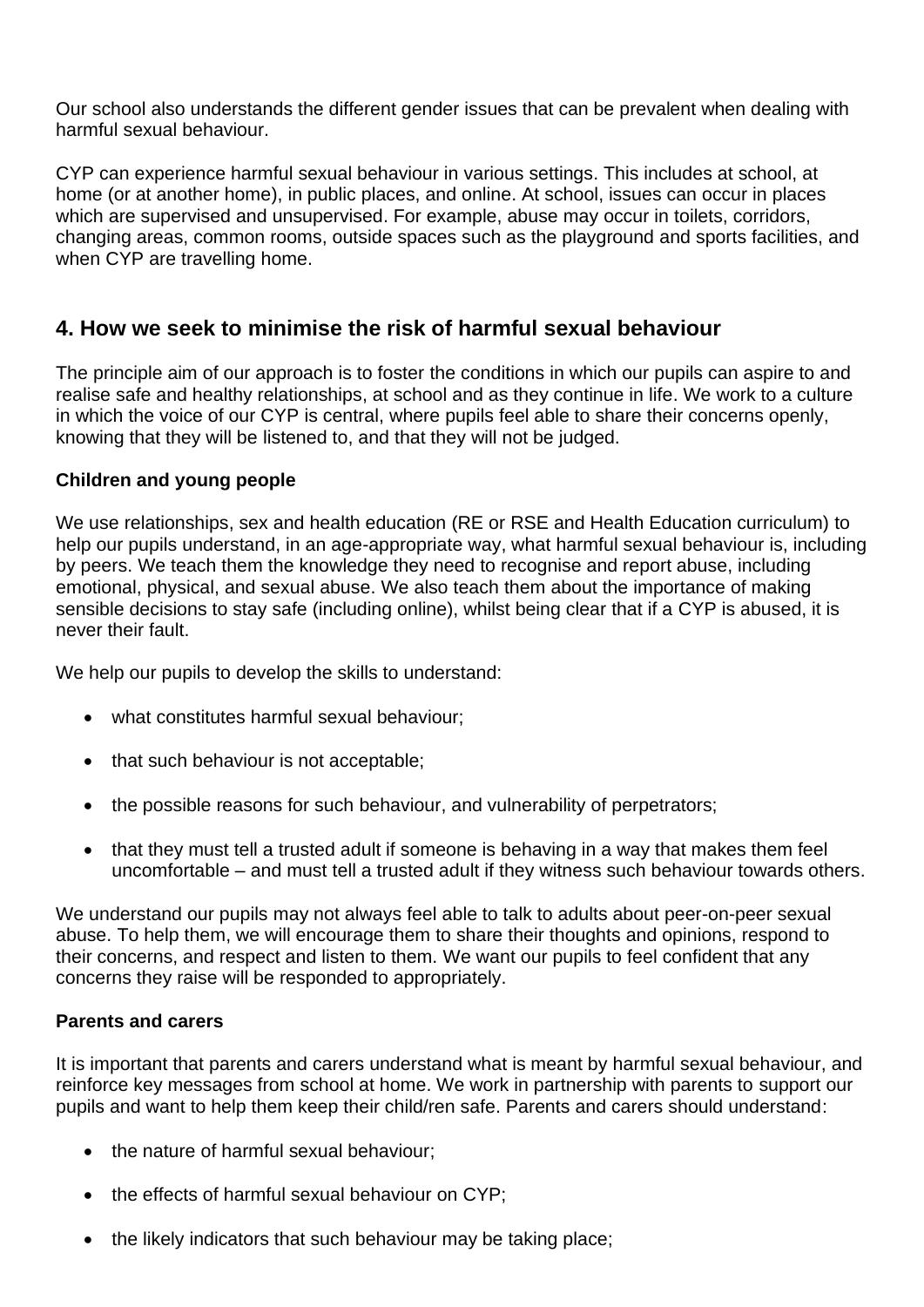Our school also understands the different gender issues that can be prevalent when dealing with harmful sexual behaviour.

CYP can experience harmful sexual behaviour in various settings. This includes at school, at home (or at another home), in public places, and online. At school, issues can occur in places which are supervised and unsupervised. For example, abuse may occur in toilets, corridors, changing areas, common rooms, outside spaces such as the playground and sports facilities, and when CYP are travelling home.

## 4. How we seek to minimise the risk of harmful sexual behaviour

The principle aim of our approach is to foster the conditions in which our pupils can aspire to and realise safe and healthy relationships, at school and as they continue in life. We work to a culture in which the voice of our CYP is central, where pupils feel able to share their concerns openly, knowing that they will be listened to, and that they will not be judged.

**Children and young people**

We use relationships, sex and health education (RE or RSE and Health Education curriculum) to help our pupils understand, in an age-appropriate way, what harmful sexual behaviour is, including by peers. We teach them the knowledge they need to recognise and report abuse, including emotional, physical, and sexual abuse. We also teach them about the importance of making sensible decisions to stay safe (including online), whilst being clear that if a CYP is abused, it is never their fault.

We help our pupils to develop the skills to understand:

- what constitutes harmful sexual behaviour;
- that such behaviour is not acceptable;
- the possible reasons for such behaviour, and vulnerability of perpetrators;
- that they must tell a trusted adult if someone is behaving in a way that makes them feel uncomfortable – and must tell a trusted adult if they witness such behaviour towards others.

We understand our pupils may not always feel able to talk to adults about peer-on-peer sexual abuse. To help them, we will encourage them to share their thoughts and opinions, respond to their concerns, and respect and listen to them. We want our pupils to feel confident that any concerns they raise will be responded to appropriately.

**Parents and carers**

It is important that parents and carers understand what is meant by harmful sexual behaviour, and reinforce key messages from school at home. We work in partnership with parents to support our pupils and want to help them keep their child/ren safe. Parents and carers should understand:

- the nature of harmful sexual behaviour;
- the effects of harmful sexual behaviour on CYP;
- the likely indicators that such behaviour may be taking place;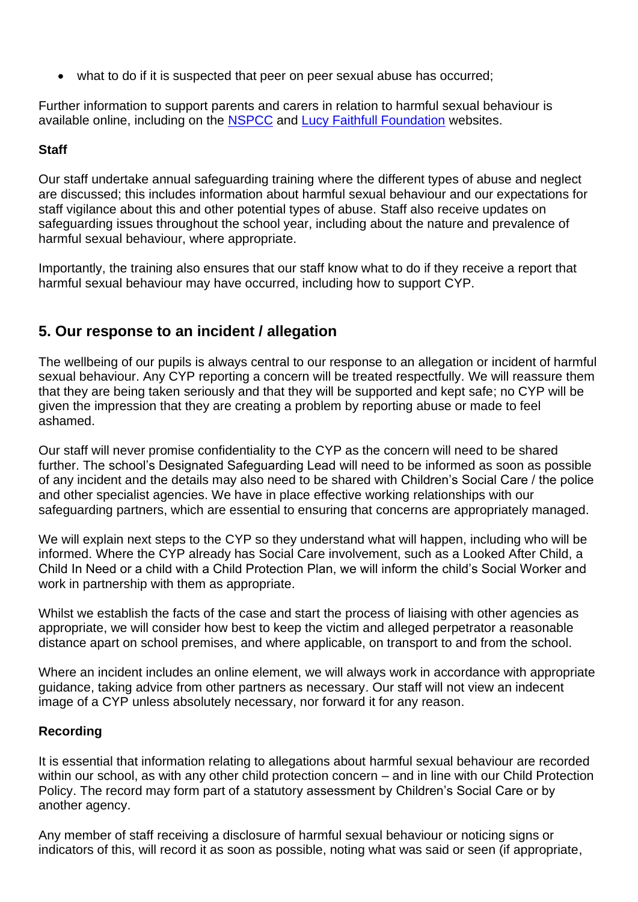- what to do if it is suspected that peer on peer sexual abuse has occurred;

Further information to support parents and carers in relation to harmful sexual behaviour is available online, including on the NSPCC and Lucy Faithfull Foundation websites.

**Staff**

Our staff undertake annual safeguarding training where the different types of abuse and neglect are discussed; this includes information about harmful sexual behaviour and our expectations for staff vigilance about this and other potential types of abuse. Staff also receive updates on safeguarding issues throughout the school year, including about the nature and prevalence of harmful sexual behaviour, where appropriate.

Importantly, the training also ensures that our staff know what to do if they receive a report that harmful sexual behaviour may have occurred, including how to support CYP.

## 5. Our response to an incident / allegation

The wellbeing of our pupils is always central to our response to an allegation or incident of harmful sexual behaviour. Any CYP reporting a concern will be treated respectfully. We will reassure them that they are being taken seriously and that they will be supported and kept safe; no CYP will be given the impression that they are creating a problem by reporting abuse or made to feel ashamed.

Our staff will never promise confidentiality to the CYP as the concern will need to be shared further. The school's Designated Safeguarding Lead will need to be informed as soon as possible of any incident and the details may also need to be shared with Children's Social Care / the police and other specialist agencies. We have in place effective working relationships with our safeguarding partners, which are essential to ensuring that concerns are appropriately managed.

We will explain next steps to the CYP so they understand what will happen, including who will be informed. Where the CYP already has Social Care involvement, such as a Looked After Child, a Child In Need or a child with a Child Protection Plan, we will inform the child's Social Worker and work in partnership with them as appropriate.

Whilst we establish the facts of the case and start the process of liaising with other agencies as appropriate, we will consider how best to keep the victim and alleged perpetrator a reasonable distance apart on school premises, and where applicable, on transport to and from the school.

Where an incident includes an online element, we will always work in accordance with appropriate guidance, taking advice from other partners as necessary. Our staff will not view an indecent image of a CYP unless absolutely necessary, nor forward it for any reason.

**Recording**

It is essential that information relating to allegations about harmful sexual behaviour are recorded within our school, as with any other child protection concern – and in line with our Child Protection Policy. The record may form part of a statutory assessment by Children's Social Care or by another agency.

Any member of staff receiving a disclosure of harmful sexual behaviour or noticing signs or indicators of this, will record it as soon as possible, noting what was said or seen (if appropriate,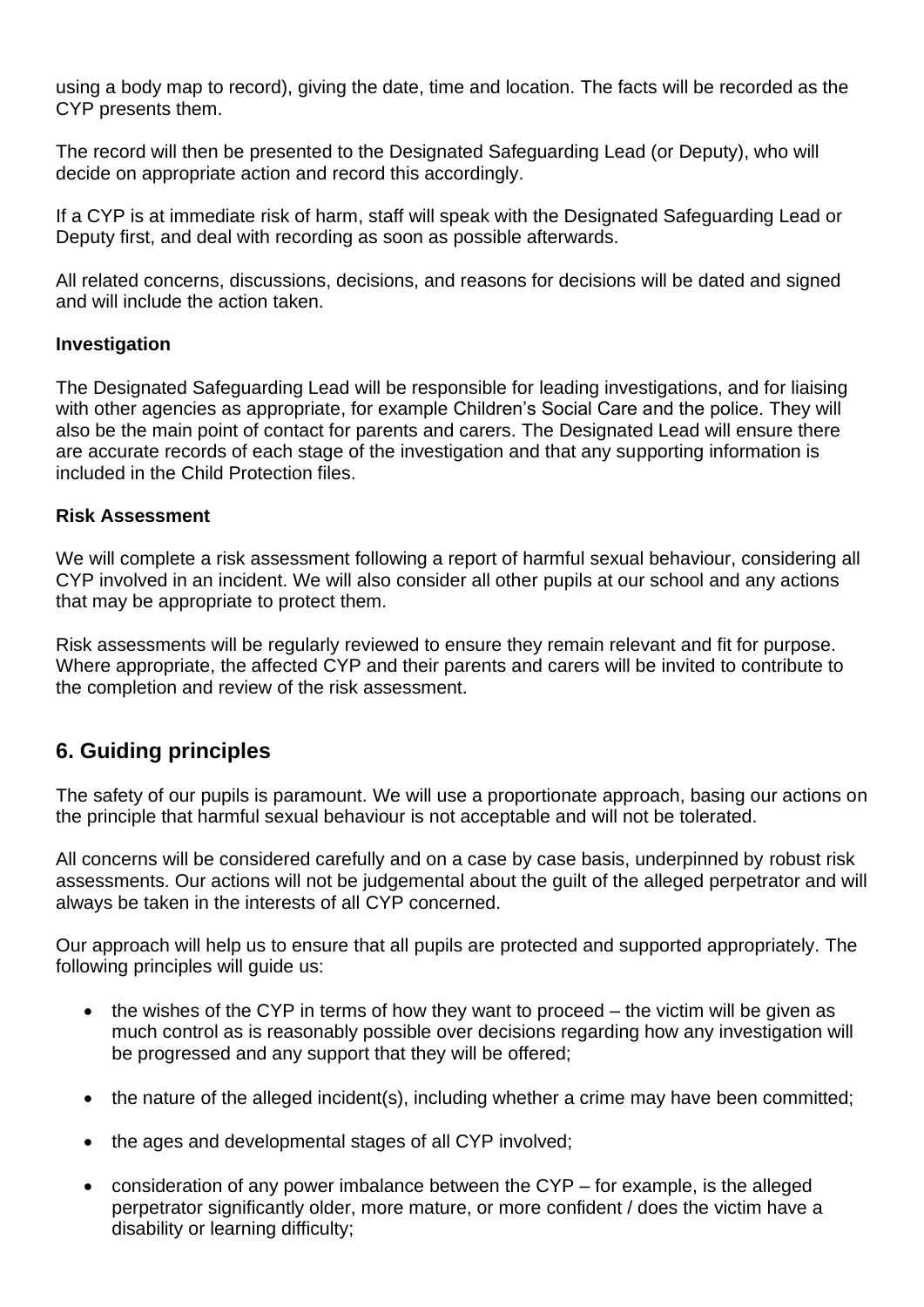using a body map to record), giving the date, time and location. The facts will be recorded as the CYP presents them.

The record will then be presented to the Designated Safeguarding Lead (or Deputy), who will decide on appropriate action and record this accordingly.

If a CYP is at immediate risk of harm, staff will speak with the Designated Safeguarding Lead or Deputy first, and deal with recording as soon as possible afterwards.

All related concerns, discussions, decisions, and reasons for decisions will be dated and signed and will include the action taken.

**Investigation**

The Designated Safeguarding Lead will be responsible for leading investigations, and for liaising with other agencies as appropriate, for example Children's Social Care and the police. They will also be the main point of contact for parents and carers. The Designated Lead will ensure there are accurate records of each stage of the investigation and that any supporting information is included in the Child Protection files.

**Risk Assessment**

We will complete a risk assessment following a report of harmful sexual behaviour, considering all CYP involved in an incident. We will also consider all other pupils at our school and any actions that may be appropriate to protect them.

Risk assessments will be regularly reviewed to ensure they remain relevant and fit for purpose. Where appropriate, the affected CYP and their parents and carers will be invited to contribute to the completion and review of the risk assessment.

## 6. Guiding principles

The safety of our pupils is paramount. We will use a proportionate approach, basing our actions on the principle that harmful sexual behaviour is not acceptable and will not be tolerated.

All concerns will be considered carefully and on a case by case basis, underpinned by robust risk assessments. Our actions will not be judgemental about the guilt of the alleged perpetrator and will always be taken in the interests of all CYP concerned.

Our approach will help us to ensure that all pupils are protected and supported appropriately. The following principles will guide us:

- the wishes of the CYP in terms of how they want to proceed – the victim will be given as much control as is reasonably possible over decisions regarding how any investigation will be progressed and any support that they will be offered;
- the nature of the alleged incident(s), including whether a crime may have been committed;
- the ages and developmental stages of all CYP involved;
- consideration of any power imbalance between the CYP – for example, is the alleged perpetrator significantly older, more mature, or more confident / does the victim have a disability or learning difficulty;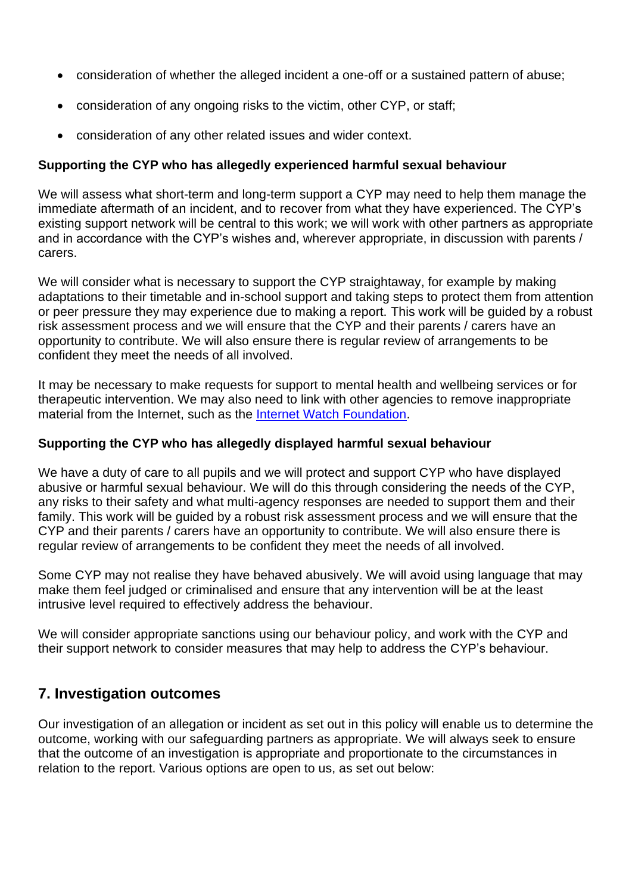- consideration of whether the alleged incident a one-off or a sustained pattern of abuse;
- consideration of any ongoing risks to the victim, other CYP, or staff;
- consideration of any other related issues and wider context.

**Supporting the CYP who has allegedly experienced harmful sexual behaviour**

We will assess what short-term and long-term support a CYP may need to help them manage the immediate aftermath of an incident, and to recover from what they have experienced. The CYP's existing support network will be central to this work; we will work with other partners as appropriate and in accordance with the CYP's wishes and, wherever appropriate, in discussion with parents / carers.

We will consider what is necessary to support the CYP straightaway, for example by making adaptations to their timetable and in-school support and taking steps to protect them from attention or peer pressure they may experience due to making a report. This work will be guided by a robust risk assessment process and we will ensure that the CYP and their parents / carers have an opportunity to contribute. We will also ensure there is regular review of arrangements to be confident they meet the needs of all involved.

It may be necessary to make requests for support to mental health and wellbeing services or for therapeutic intervention. We may also need to link with other agencies to remove inappropriate material from the Internet, such as the [Internet Watch Foundation](Internet Watch Foundation).

**Supporting the CYP who has allegedly displayed harmful sexual behaviour**

We have a duty of care to all pupils and we will protect and support CYP who have displayed abusive or harmful sexual behaviour. We will do this through considering the needs of the CYP, any risks to their safety and what multi-agency responses are needed to support them and their family. This work will be guided by a robust risk assessment process and we will ensure that the CYP and their parents / carers have an opportunity to contribute. We will also ensure there is regular review of arrangements to be confident they meet the needs of all involved.

Some CYP may not realise they have behaved abusively. We will avoid using language that may make them feel judged or criminalised and ensure that any intervention will be at the least intrusive level required to effectively address the behaviour.

We will consider appropriate sanctions using our behaviour policy, and work with the CYP and their support network to consider measures that may help to address the CYP's behaviour.

## 7. Investigation outcomes

Our investigation of an allegation or incident as set out in this policy will enable us to determine the outcome, working with our safeguarding partners as appropriate. We will always seek to ensure that the outcome of an investigation is appropriate and proportionate to the circumstances in relation to the report. Various options are open to us, as set out below: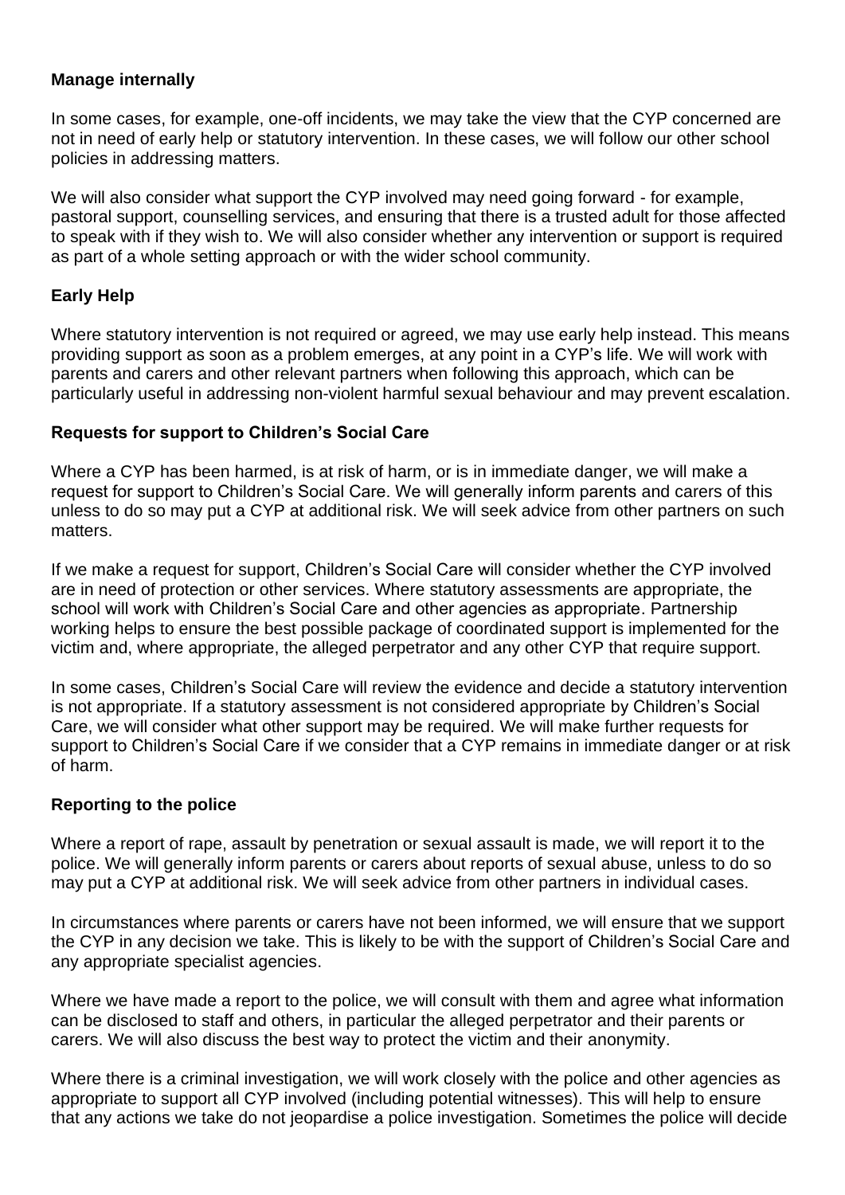**Manage internally**

In some cases, for example, one-off incidents, we may take the view that the CYP concerned are not in need of early help or statutory intervention. In these cases, we will follow our other school policies in addressing matters.

We will also consider what support the CYP involved may need going forward - for example, pastoral support, counselling services, and ensuring that there is a trusted adult for those affected to speak with if they wish to. We will also consider whether any intervention or support is required as part of a whole setting approach or with the wider school community.

**Early Help**

Where statutory intervention is not required or agreed, we may use early help instead. This means providing support as soon as a problem emerges, at any point in a CYP's life. We will work with parents and carers and other relevant partners when following this approach, which can be particularly useful in addressing non-violent harmful sexual behaviour and may prevent escalation.

**Requests for support to Children's Social Care**

Where a CYP has been harmed, is at risk of harm, or is in immediate danger, we will make a request for support to Children's Social Care. We will generally inform parents and carers of this unless to do so may put a CYP at additional risk. We will seek advice from other partners on such matters.

If we make a request for support, Children's Social Care will consider whether the CYP involved are in need of protection or other services. Where statutory assessments are appropriate, the school will work with Children's Social Care and other agencies as appropriate. Partnership working helps to ensure the best possible package of coordinated support is implemented for the victim and, where appropriate, the alleged perpetrator and any other CYP that require support.

In some cases, Children's Social Care will review the evidence and decide a statutory intervention is not appropriate. If a statutory assessment is not considered appropriate by Children's Social Care, we will consider what other support may be required. We will make further requests for support to Children's Social Care if we consider that a CYP remains in immediate danger or at risk of harm.

**Reporting to the police**

Where a report of rape, assault by penetration or sexual assault is made, we will report it to the police. We will generally inform parents or carers about reports of sexual abuse, unless to do so may put a CYP at additional risk. We will seek advice from other partners in individual cases.

In circumstances where parents or carers have not been informed, we will ensure that we support the CYP in any decision we take. This is likely to be with the support of Children's Social Care and any appropriate specialist agencies.

Where we have made a report to the police, we will consult with them and agree what information can be disclosed to staff and others, in particular the alleged perpetrator and their parents or carers. We will also discuss the best way to protect the victim and their anonymity.

Where there is a criminal investigation, we will work closely with the police and other agencies as appropriate to support all CYP involved (including potential witnesses). This will help to ensure that any actions we take do not jeopardise a police investigation. Sometimes the police will decide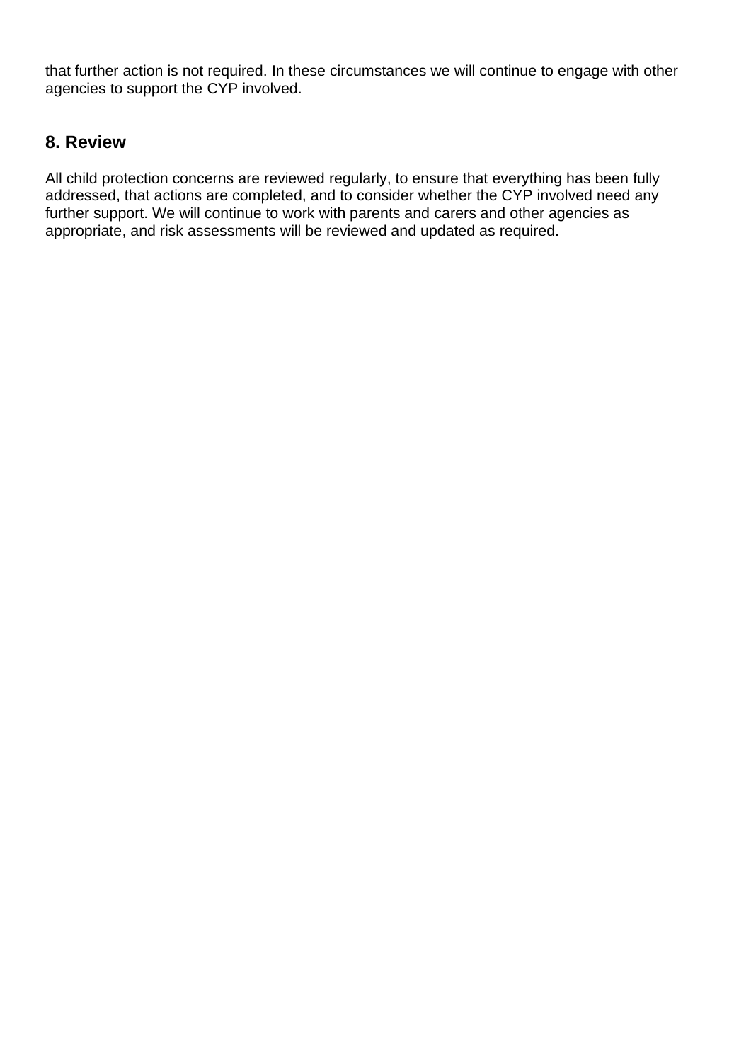that further action is not required. In these circumstances we will continue to engage with other agencies to support the CYP involved.

## 8. Review

All child protection concerns are reviewed regularly, to ensure that everything has been fully addressed, that actions are completed, and to consider whether the CYP involved need any further support. We will continue to work with parents and carers and other agencies as appropriate, and risk assessments will be reviewed and updated as required.